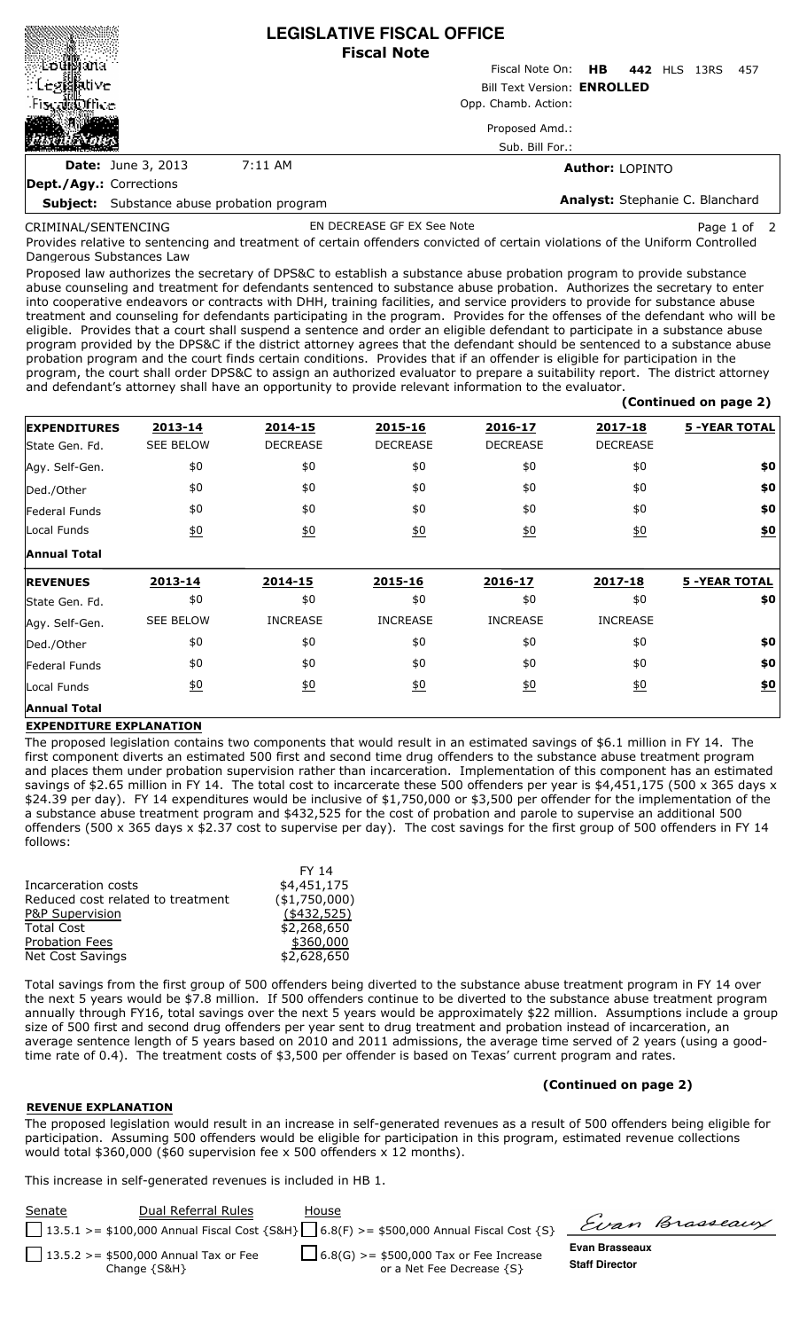# LEGISLATIVE FISCAL OFFICE
## Fiscal Note

Fiscal Note On: **HB 442** HLS 13RS 457

Bill Text Version: **ENROLLED**

Opp. Chamb. Action:

Proposed Amd.:

Sub. Bill For.:

**Date:** June 3, 2013 7:11 AM

**Author:** LOPINTO

**Dept./Agy.:** Corrections

**Subject:** Substance abuse probation program

**Analyst:** Stephanie C. Blanchard

CRIMINAL/SENTENCING EN DECREASE GF EX See Note

Provides relative to sentencing and treatment of certain offenders convicted of certain violations of the Uniform Controlled Dangerous Substances Law

Proposed law authorizes the secretary of DPS&C to establish a substance abuse probation program to provide substance abuse counseling and treatment for defendants sentenced to substance abuse probation. Authorizes the secretary to enter into cooperative endeavors or contracts with DHH, training facilities, and service providers to provide for substance abuse treatment and counseling for defendants participating in the program. Provides for the offenses of the defendant who will be eligible. Provides that a court shall suspend a sentence and order an eligible defendant to participate in a substance abuse program provided by the DPS&C if the district attorney agrees that the defendant should be sentenced to a substance abuse probation program and the court finds certain conditions. Provides that if an offender is eligible for participation in the program, the court shall order DPS&C to assign an authorized evaluator to prepare a suitability report. The district attorney and defendant's attorney shall have an opportunity to provide relevant information to the evaluator.

**(Continued on page 2)**

| **EXPENDITURES** | **2013-14** | **2014-15** | **2015-16** | **2016-17** | **2017-18** | **5 -YEAR TOTAL** |
|---|---|---|---|---|---|---|
| State Gen. Fd. | SEE BELOW | DECREASE | DECREASE | DECREASE | DECREASE | |
| Agy. Self-Gen. | $0 | $0 | $0 | $0 | $0 | **$0** |
| Ded./Other | $0 | $0 | $0 | $0 | $0 | **$0** |
| Federal Funds | $0 | $0 | $0 | $0 | $0 | **$0** |
| Local Funds | $0 | $0 | $0 | $0 | $0 | **$0** |
| **Annual Total** | | | | | | |

| **REVENUES** | **2013-14** | **2014-15** | **2015-16** | **2016-17** | **2017-18** | **5 -YEAR TOTAL** |
|---|---|---|---|---|---|---|
| State Gen. Fd. | $0 | $0 | $0 | $0 | $0 | **$0** |
| Agy. Self-Gen. | SEE BELOW | INCREASE | INCREASE | INCREASE | INCREASE | |
| Ded./Other | $0 | $0 | $0 | $0 | $0 | **$0** |
| Federal Funds | $0 | $0 | $0 | $0 | $0 | **$0** |
| Local Funds | $0 | $0 | $0 | $0 | $0 | **$0** |
| **Annual Total** | | | | | | |

### EXPENDITURE EXPLANATION

The proposed legislation contains two components that would result in an estimated savings of $6.1 million in FY 14. The first component diverts an estimated 500 first and second time drug offenders to the substance abuse treatment program and places them under probation supervision rather than incarceration. Implementation of this component has an estimated savings of $2.65 million in FY 14. The total cost to incarcerate these 500 offenders per year is $4,451,175 (500 x 365 days x $24.39 per day). FY 14 expenditures would be inclusive of $1,750,000 or $3,500 per offender for the implementation of the a substance abuse treatment program and $432,525 for the cost of probation and parole to supervise an additional 500 offenders (500 x 365 days x $2.37 cost to supervise per day). The cost savings for the first group of 500 offenders in FY 14 follows:

| | FY 14 |
|---|---|
| Incarceration costs | $4,451,175 |
| Reduced cost related to treatment | ($1,750,000) |
| P&P Supervision | ($432,525) |
| Total Cost | $2,268,650 |
| Probation Fees | $360,000 |
| Net Cost Savings | $2,628,650 |

Total savings from the first group of 500 offenders being diverted to the substance abuse treatment program in FY 14 over the next 5 years would be $7.8 million. If 500 offenders continue to be diverted to the substance abuse treatment program annually through FY16, total savings over the next 5 years would be approximately $22 million. Assumptions include a group size of 500 first and second drug offenders per year sent to drug treatment and probation instead of incarceration, an average sentence length of 5 years based on 2010 and 2011 admissions, the average time served of 2 years (using a good-time rate of 0.4). The treatment costs of $3,500 per offender is based on Texas' current program and rates.

**(Continued on page 2)**

### REVENUE EXPLANATION

The proposed legislation would result in an increase in self-generated revenues as a result of 500 offenders being eligible for participation. Assuming 500 offenders would be eligible for participation in this program, estimated revenue collections would total $360,000 ($60 supervision fee x 500 offenders x 12 months).

This increase in self-generated revenues is included in HB 1.

| Senate | Dual Referral Rules | House |
|---|---|---|
| ☐ 13.5.1 >= $100,000 Annual Fiscal Cost {S&H} | | ☐ 6.8(F) >= $500,000 Annual Fiscal Cost {S} |
| ☐ 13.5.2 >= $500,000 Annual Tax or Fee Change {S&H} | | ☐ 6.8(G) >= $500,000 Tax or Fee Increase or a Net Fee Decrease {S} |

**Evan Brasseaux**
**Staff Director**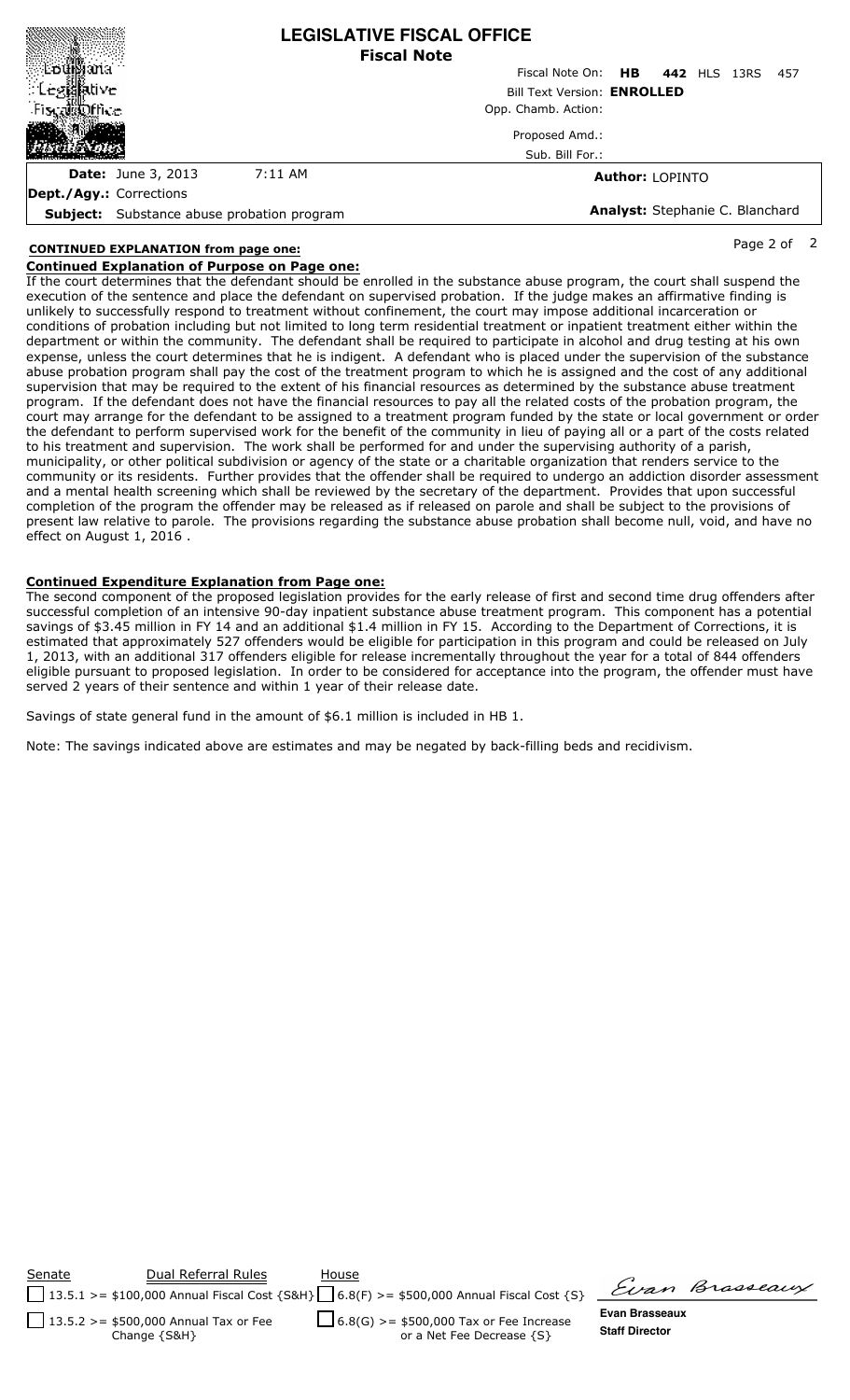# LEGISLATIVE FISCAL OFFICE
## Fiscal Note

Fiscal Note On: **HB 442** HLS 13RS 457

Bill Text Version: **ENROLLED**

Opp. Chamb. Action:

Proposed Amd.:

Sub. Bill For.:

**Date:** June 3, 2013 7:11 AM

**Author:** LOPINTO

**Dept./Agy.:** Corrections

**Subject:** Substance abuse probation program

**Analyst:** Stephanie C. Blanchard

**CONTINUED EXPLANATION from page one:**

**Continued Explanation of Purpose on Page one:**

If the court determines that the defendant should be enrolled in the substance abuse program, the court shall suspend the execution of the sentence and place the defendant on supervised probation. If the judge makes an affirmative finding is unlikely to successfully respond to treatment without confinement, the court may impose additional incarceration or conditions of probation including but not limited to long term residential treatment or inpatient treatment either within the department or within the community. The defendant shall be required to participate in alcohol and drug testing at his own expense, unless the court determines that he is indigent. A defendant who is placed under the supervision of the substance abuse probation program shall pay the cost of the treatment program to which he is assigned and the cost of any additional supervision that may be required to the extent of his financial resources as determined by the substance abuse treatment program. If the defendant does not have the financial resources to pay all the related costs of the probation program, the court may arrange for the defendant to be assigned to a treatment program funded by the state or local government or order the defendant to perform supervised work for the benefit of the community in lieu of paying all or a part of the costs related to his treatment and supervision. The work shall be performed for and under the supervising authority of a parish, municipality, or other political subdivision or agency of the state or a charitable organization that renders service to the community or its residents. Further provides that the offender shall be required to undergo an addiction disorder assessment and a mental health screening which shall be reviewed by the secretary of the department. Provides that upon successful completion of the program the offender may be released as if released on parole and shall be subject to the provisions of present law relative to parole. The provisions regarding the substance abuse probation shall become null, void, and have no effect on August 1, 2016 .

**Continued Expenditure Explanation from Page one:**

The second component of the proposed legislation provides for the early release of first and second time drug offenders after successful completion of an intensive 90-day inpatient substance abuse treatment program. This component has a potential savings of $3.45 million in FY 14 and an additional $1.4 million in FY 15. According to the Department of Corrections, it is estimated that approximately 527 offenders would be eligible for participation in this program and could be released on July 1, 2013, with an additional 317 offenders eligible for release incrementally throughout the year for a total of 844 offenders eligible pursuant to proposed legislation. In order to be considered for acceptance into the program, the offender must have served 2 years of their sentence and within 1 year of their release date.

Savings of state general fund in the amount of $6.1 million is included in HB 1.

Note: The savings indicated above are estimates and may be negated by back-filling beds and recidivism.

| Senate | Dual Referral Rules | House |
|---|---|---|
| ☐ 13.5.1 >= $100,000 Annual Fiscal Cost {S&H} | | ☐ 6.8(F) >= $500,000 Annual Fiscal Cost {S} |
| ☐ 13.5.2 >= $500,000 Annual Tax or Fee Change {S&H} | | ☐ 6.8(G) >= $500,000 Tax or Fee Increase or a Net Fee Decrease {S} |

Evan Brasseaux

**Evan Brasseaux**
**Staff Director**